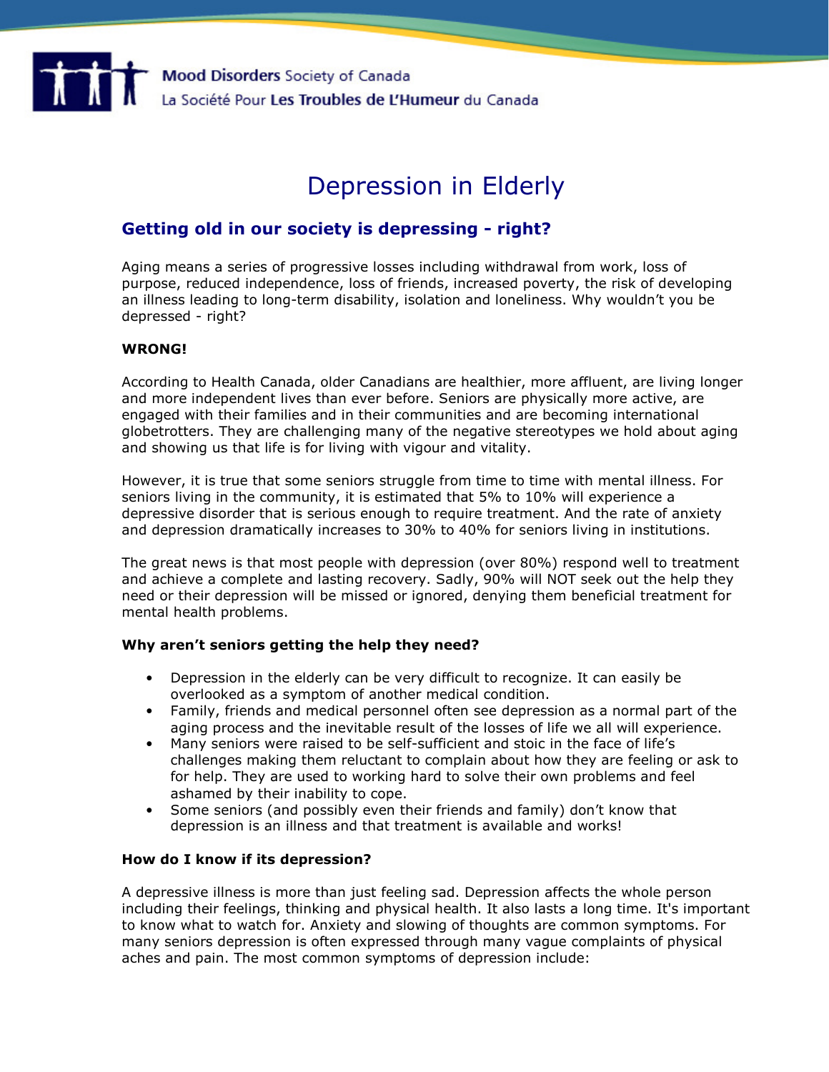Mood Disorders Society of Canada
La Société Pour Les Troubles de L'Humeur du Canada

# Depression in Elderly

## Getting old in our society is depressing - right?

Aging means a series of progressive losses including withdrawal from work, loss of purpose, reduced independence, loss of friends, increased poverty, the risk of developing an illness leading to long-term disability, isolation and loneliness. Why wouldn't you be depressed - right?

**WRONG!**

According to Health Canada, older Canadians are healthier, more affluent, are living longer and more independent lives than ever before. Seniors are physically more active, are engaged with their families and in their communities and are becoming international globetrotters. They are challenging many of the negative stereotypes we hold about aging and showing us that life is for living with vigour and vitality.

However, it is true that some seniors struggle from time to time with mental illness. For seniors living in the community, it is estimated that 5% to 10% will experience a depressive disorder that is serious enough to require treatment. And the rate of anxiety and depression dramatically increases to 30% to 40% for seniors living in institutions.

The great news is that most people with depression (over 80%) respond well to treatment and achieve a complete and lasting recovery. Sadly, 90% will NOT seek out the help they need or their depression will be missed or ignored, denying them beneficial treatment for mental health problems.

### Why aren't seniors getting the help they need?

- Depression in the elderly can be very difficult to recognize. It can easily be overlooked as a symptom of another medical condition.
- Family, friends and medical personnel often see depression as a normal part of the aging process and the inevitable result of the losses of life we all will experience.
- Many seniors were raised to be self-sufficient and stoic in the face of life's challenges making them reluctant to complain about how they are feeling or ask to for help. They are used to working hard to solve their own problems and feel ashamed by their inability to cope.
- Some seniors (and possibly even their friends and family) don't know that depression is an illness and that treatment is available and works!

### How do I know if its depression?

A depressive illness is more than just feeling sad. Depression affects the whole person including their feelings, thinking and physical health. It also lasts a long time. It's important to know what to watch for. Anxiety and slowing of thoughts are common symptoms. For many seniors depression is often expressed through many vague complaints of physical aches and pain. The most common symptoms of depression include: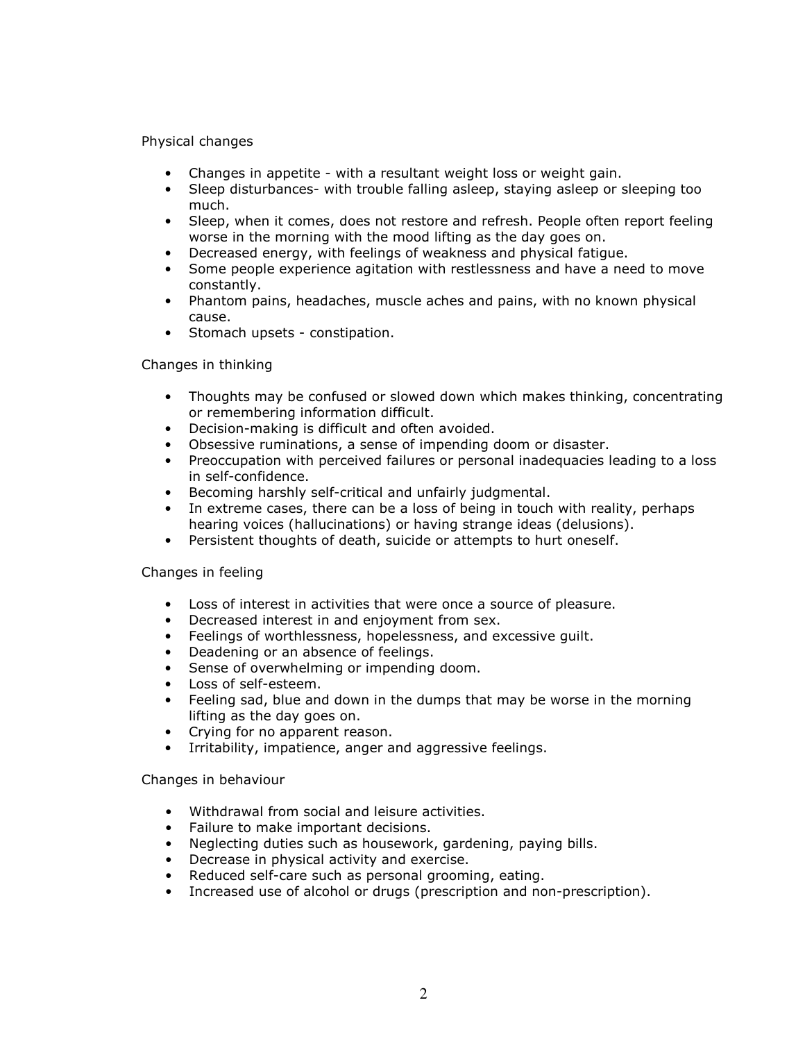Physical changes

- Changes in appetite - with a resultant weight loss or weight gain.
- Sleep disturbances- with trouble falling asleep, staying asleep or sleeping too much.
- Sleep, when it comes, does not restore and refresh. People often report feeling worse in the morning with the mood lifting as the day goes on.
- Decreased energy, with feelings of weakness and physical fatigue.
- Some people experience agitation with restlessness and have a need to move constantly.
- Phantom pains, headaches, muscle aches and pains, with no known physical cause.
- Stomach upsets - constipation.

Changes in thinking

- Thoughts may be confused or slowed down which makes thinking, concentrating or remembering information difficult.
- Decision-making is difficult and often avoided.
- Obsessive ruminations, a sense of impending doom or disaster.
- Preoccupation with perceived failures or personal inadequacies leading to a loss in self-confidence.
- Becoming harshly self-critical and unfairly judgmental.
- In extreme cases, there can be a loss of being in touch with reality, perhaps hearing voices (hallucinations) or having strange ideas (delusions).
- Persistent thoughts of death, suicide or attempts to hurt oneself.

Changes in feeling

- Loss of interest in activities that were once a source of pleasure.
- Decreased interest in and enjoyment from sex.
- Feelings of worthlessness, hopelessness, and excessive guilt.
- Deadening or an absence of feelings.
- Sense of overwhelming or impending doom.
- Loss of self-esteem.
- Feeling sad, blue and down in the dumps that may be worse in the morning lifting as the day goes on.
- Crying for no apparent reason.
- Irritability, impatience, anger and aggressive feelings.

Changes in behaviour

- Withdrawal from social and leisure activities.
- Failure to make important decisions.
- Neglecting duties such as housework, gardening, paying bills.
- Decrease in physical activity and exercise.
- Reduced self-care such as personal grooming, eating.
- Increased use of alcohol or drugs (prescription and non-prescription).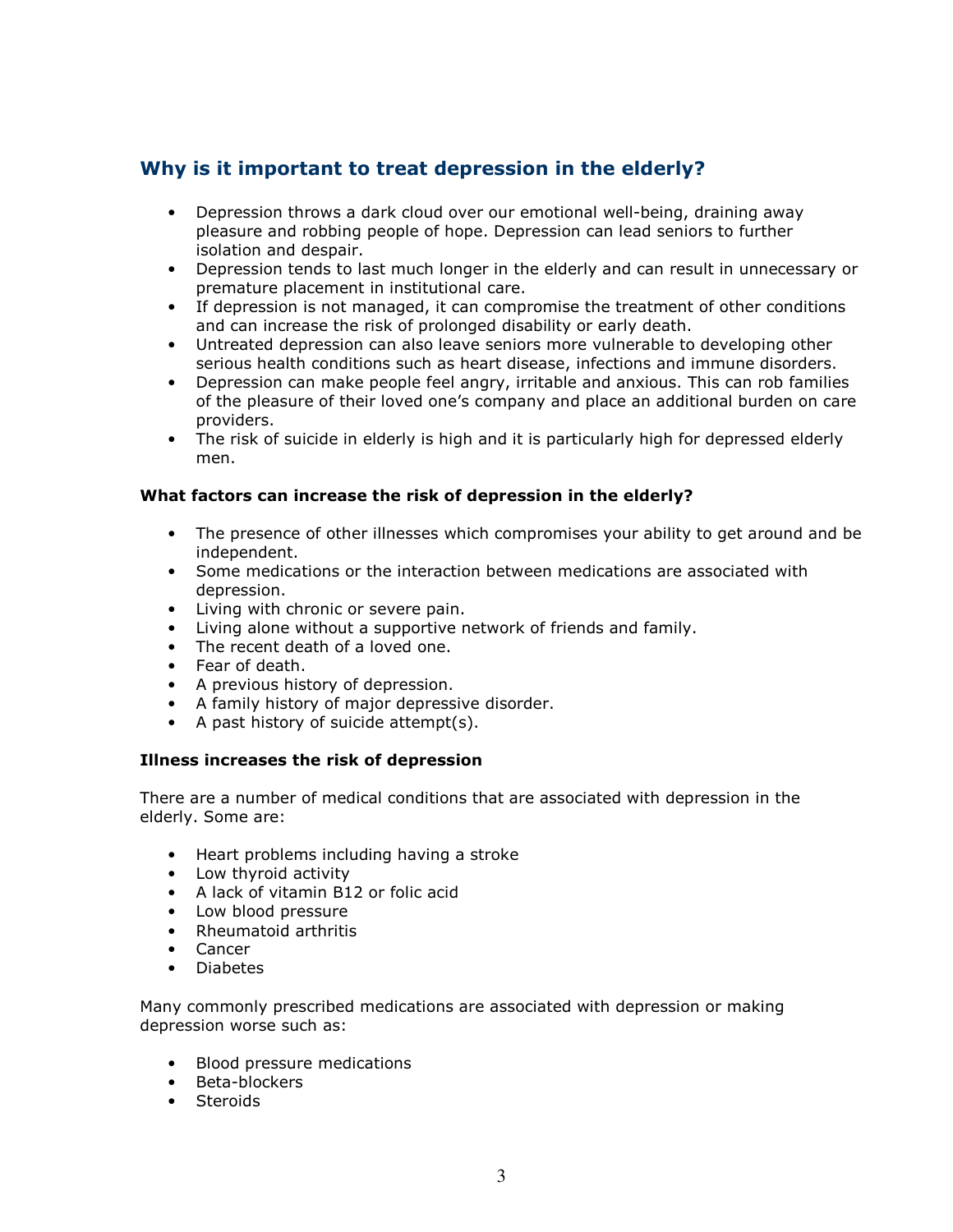## Why is it important to treat depression in the elderly?

- Depression throws a dark cloud over our emotional well-being, draining away pleasure and robbing people of hope. Depression can lead seniors to further isolation and despair.
- Depression tends to last much longer in the elderly and can result in unnecessary or premature placement in institutional care.
- If depression is not managed, it can compromise the treatment of other conditions and can increase the risk of prolonged disability or early death.
- Untreated depression can also leave seniors more vulnerable to developing other serious health conditions such as heart disease, infections and immune disorders.
- Depression can make people feel angry, irritable and anxious. This can rob families of the pleasure of their loved one's company and place an additional burden on care providers.
- The risk of suicide in elderly is high and it is particularly high for depressed elderly men.

### What factors can increase the risk of depression in the elderly?

- The presence of other illnesses which compromises your ability to get around and be independent.
- Some medications or the interaction between medications are associated with depression.
- Living with chronic or severe pain.
- Living alone without a supportive network of friends and family.
- The recent death of a loved one.
- Fear of death.
- A previous history of depression.
- A family history of major depressive disorder.
- A past history of suicide attempt(s).

### Illness increases the risk of depression

There are a number of medical conditions that are associated with depression in the elderly. Some are:

- Heart problems including having a stroke
- Low thyroid activity
- A lack of vitamin B12 or folic acid
- Low blood pressure
- Rheumatoid arthritis
- Cancer
- Diabetes

Many commonly prescribed medications are associated with depression or making depression worse such as:

- Blood pressure medications
- Beta-blockers
- Steroids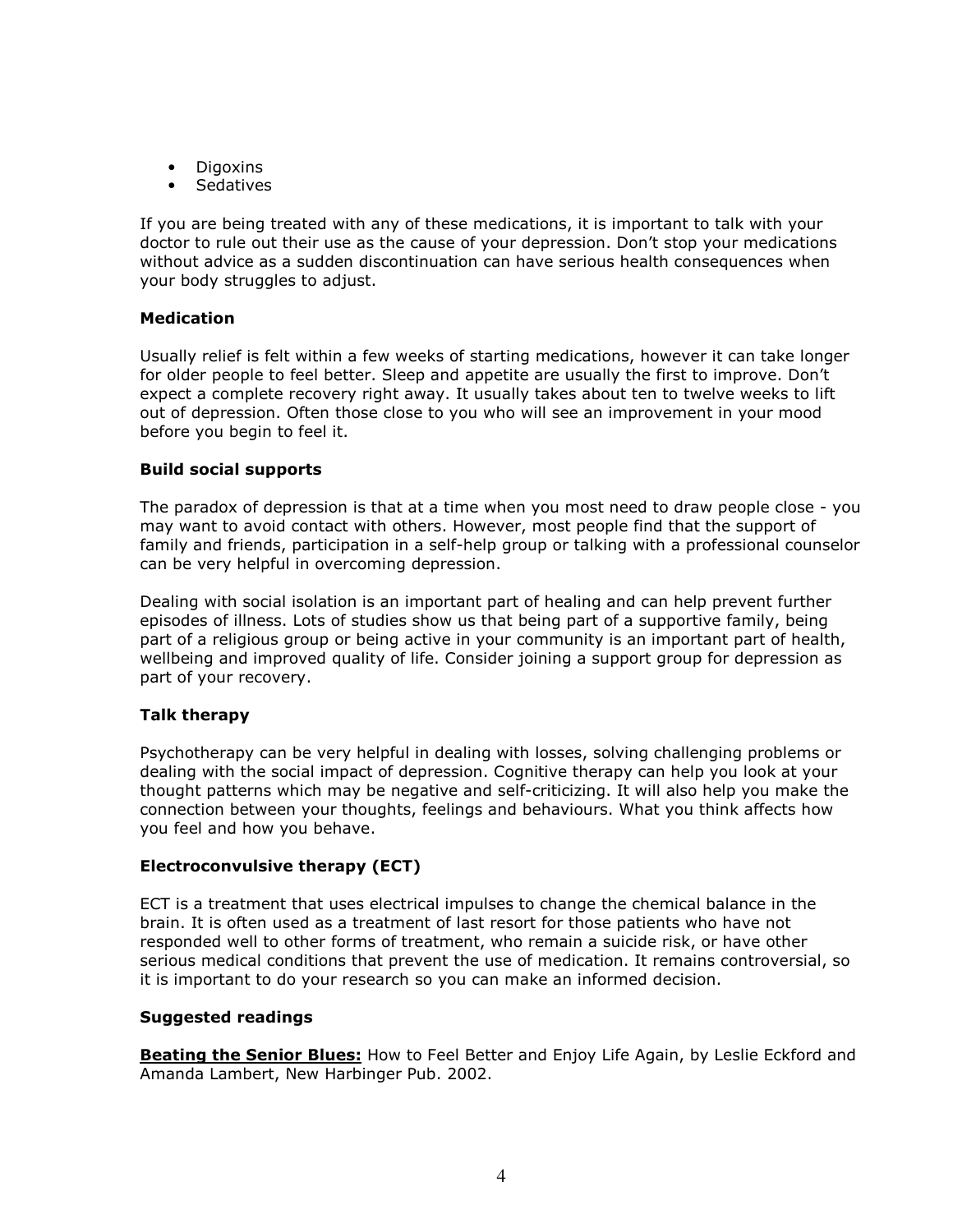- Digoxins
- Sedatives

If you are being treated with any of these medications, it is important to talk with your doctor to rule out their use as the cause of your depression. Don't stop your medications without advice as a sudden discontinuation can have serious health consequences when your body struggles to adjust.

**Medication**

Usually relief is felt within a few weeks of starting medications, however it can take longer for older people to feel better. Sleep and appetite are usually the first to improve. Don't expect a complete recovery right away. It usually takes about ten to twelve weeks to lift out of depression. Often those close to you who will see an improvement in your mood before you begin to feel it.

**Build social supports**

The paradox of depression is that at a time when you most need to draw people close - you may want to avoid contact with others. However, most people find that the support of family and friends, participation in a self-help group or talking with a professional counselor can be very helpful in overcoming depression.

Dealing with social isolation is an important part of healing and can help prevent further episodes of illness. Lots of studies show us that being part of a supportive family, being part of a religious group or being active in your community is an important part of health, wellbeing and improved quality of life. Consider joining a support group for depression as part of your recovery.

**Talk therapy**

Psychotherapy can be very helpful in dealing with losses, solving challenging problems or dealing with the social impact of depression. Cognitive therapy can help you look at your thought patterns which may be negative and self-criticizing. It will also help you make the connection between your thoughts, feelings and behaviours. What you think affects how you feel and how you behave.

**Electroconvulsive therapy (ECT)**

ECT is a treatment that uses electrical impulses to change the chemical balance in the brain. It is often used as a treatment of last resort for those patients who have not responded well to other forms of treatment, who remain a suicide risk, or have other serious medical conditions that prevent the use of medication. It remains controversial, so it is important to do your research so you can make an informed decision.

**Suggested readings**

**Beating the Senior Blues:** How to Feel Better and Enjoy Life Again, by Leslie Eckford and Amanda Lambert, New Harbinger Pub. 2002.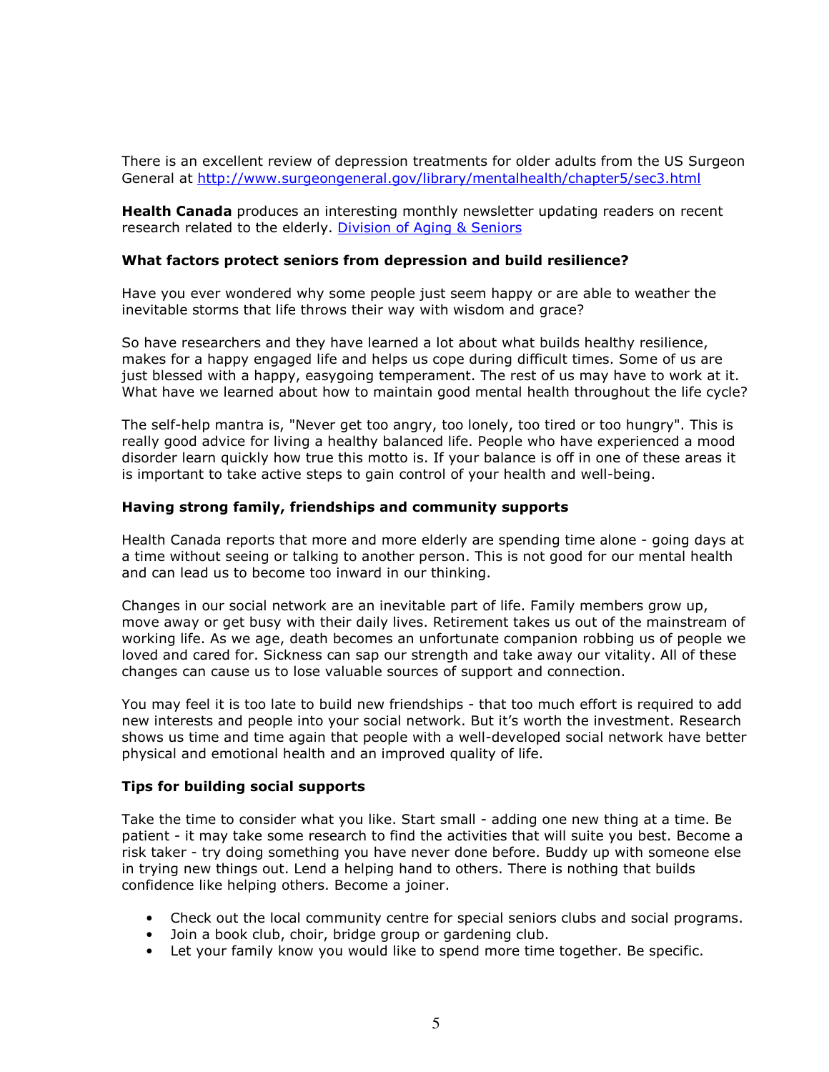There is an excellent review of depression treatments for older adults from the US Surgeon General at [http://www.surgeongeneral.gov/library/mentalhealth/chapter5/sec3.html](http://www.surgeongeneral.gov/library/mentalhealth/chapter5/sec3.html)

**Health Canada** produces an interesting monthly newsletter updating readers on recent research related to the elderly. Division of Aging & Seniors

**What factors protect seniors from depression and build resilience?**

Have you ever wondered why some people just seem happy or are able to weather the inevitable storms that life throws their way with wisdom and grace?

So have researchers and they have learned a lot about what builds healthy resilience, makes for a happy engaged life and helps us cope during difficult times. Some of us are just blessed with a happy, easygoing temperament. The rest of us may have to work at it. What have we learned about how to maintain good mental health throughout the life cycle?

The self-help mantra is, "Never get too angry, too lonely, too tired or too hungry". This is really good advice for living a healthy balanced life. People who have experienced a mood disorder learn quickly how true this motto is. If your balance is off in one of these areas it is important to take active steps to gain control of your health and well-being.

**Having strong family, friendships and community supports**

Health Canada reports that more and more elderly are spending time alone - going days at a time without seeing or talking to another person. This is not good for our mental health and can lead us to become too inward in our thinking.

Changes in our social network are an inevitable part of life. Family members grow up, move away or get busy with their daily lives. Retirement takes us out of the mainstream of working life. As we age, death becomes an unfortunate companion robbing us of people we loved and cared for. Sickness can sap our strength and take away our vitality. All of these changes can cause us to lose valuable sources of support and connection.

You may feel it is too late to build new friendships - that too much effort is required to add new interests and people into your social network. But it's worth the investment. Research shows us time and time again that people with a well-developed social network have better physical and emotional health and an improved quality of life.

**Tips for building social supports**

Take the time to consider what you like. Start small - adding one new thing at a time. Be patient - it may take some research to find the activities that will suite you best. Become a risk taker - try doing something you have never done before. Buddy up with someone else in trying new things out. Lend a helping hand to others. There is nothing that builds confidence like helping others. Become a joiner.

- Check out the local community centre for special seniors clubs and social programs.
- Join a book club, choir, bridge group or gardening club.
- Let your family know you would like to spend more time together. Be specific.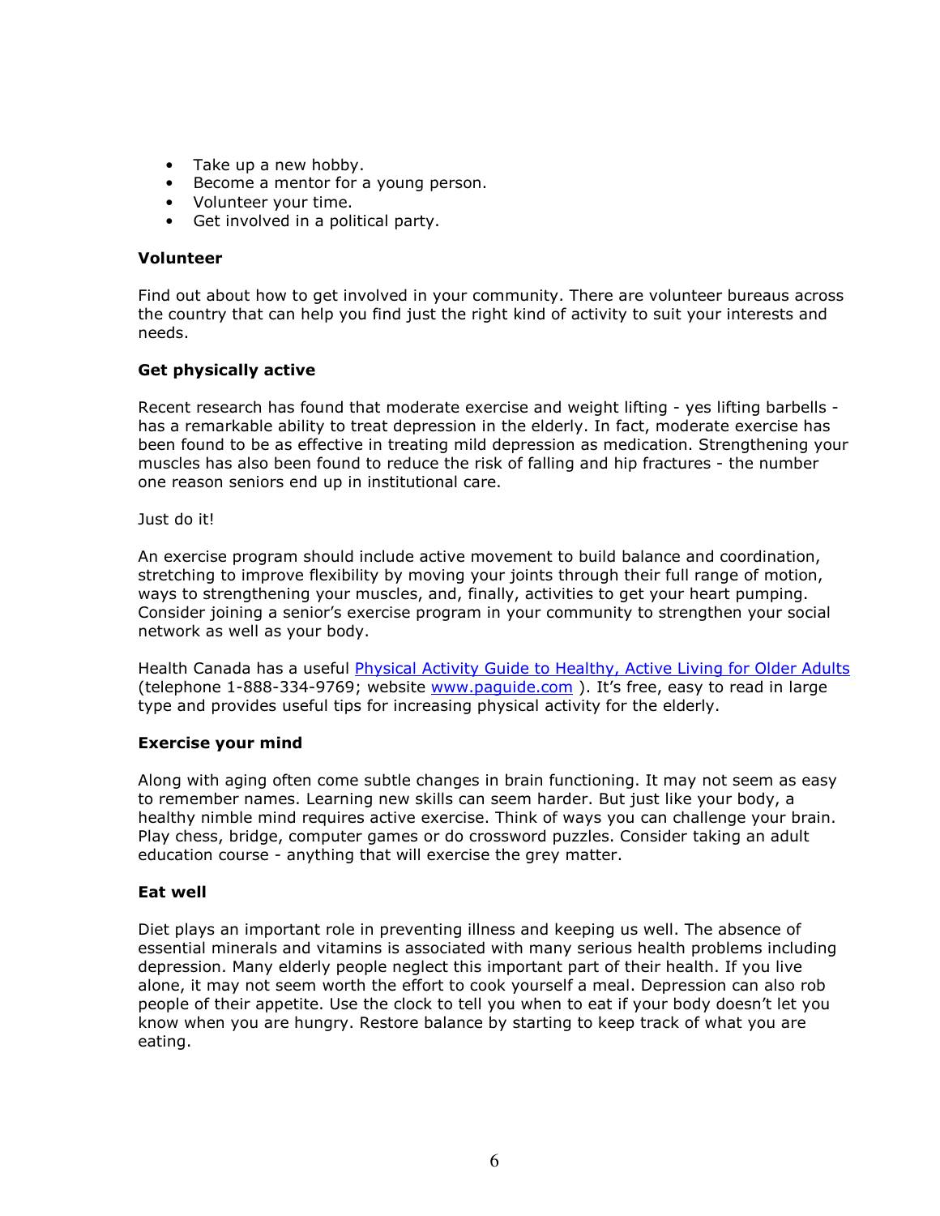- Take up a new hobby.
- Become a mentor for a young person.
- Volunteer your time.
- Get involved in a political party.

**Volunteer**

Find out about how to get involved in your community. There are volunteer bureaus across the country that can help you find just the right kind of activity to suit your interests and needs.

**Get physically active**

Recent research has found that moderate exercise and weight lifting - yes lifting barbells - has a remarkable ability to treat depression in the elderly. In fact, moderate exercise has been found to be as effective in treating mild depression as medication. Strengthening your muscles has also been found to reduce the risk of falling and hip fractures - the number one reason seniors end up in institutional care.

Just do it!

An exercise program should include active movement to build balance and coordination, stretching to improve flexibility by moving your joints through their full range of motion, ways to strengthening your muscles, and, finally, activities to get your heart pumping. Consider joining a senior's exercise program in your community to strengthen your social network as well as your body.

Health Canada has a useful [Physical Activity Guide to Healthy, Active Living for Older Adults](www.paguide.com) (telephone 1-888-334-9769; website [www.paguide.com](www.paguide.com) ). It's free, easy to read in large type and provides useful tips for increasing physical activity for the elderly.

**Exercise your mind**

Along with aging often come subtle changes in brain functioning. It may not seem as easy to remember names. Learning new skills can seem harder. But just like your body, a healthy nimble mind requires active exercise. Think of ways you can challenge your brain. Play chess, bridge, computer games or do crossword puzzles. Consider taking an adult education course - anything that will exercise the grey matter.

**Eat well**

Diet plays an important role in preventing illness and keeping us well. The absence of essential minerals and vitamins is associated with many serious health problems including depression. Many elderly people neglect this important part of their health. If you live alone, it may not seem worth the effort to cook yourself a meal. Depression can also rob people of their appetite. Use the clock to tell you when to eat if your body doesn't let you know when you are hungry. Restore balance by starting to keep track of what you are eating.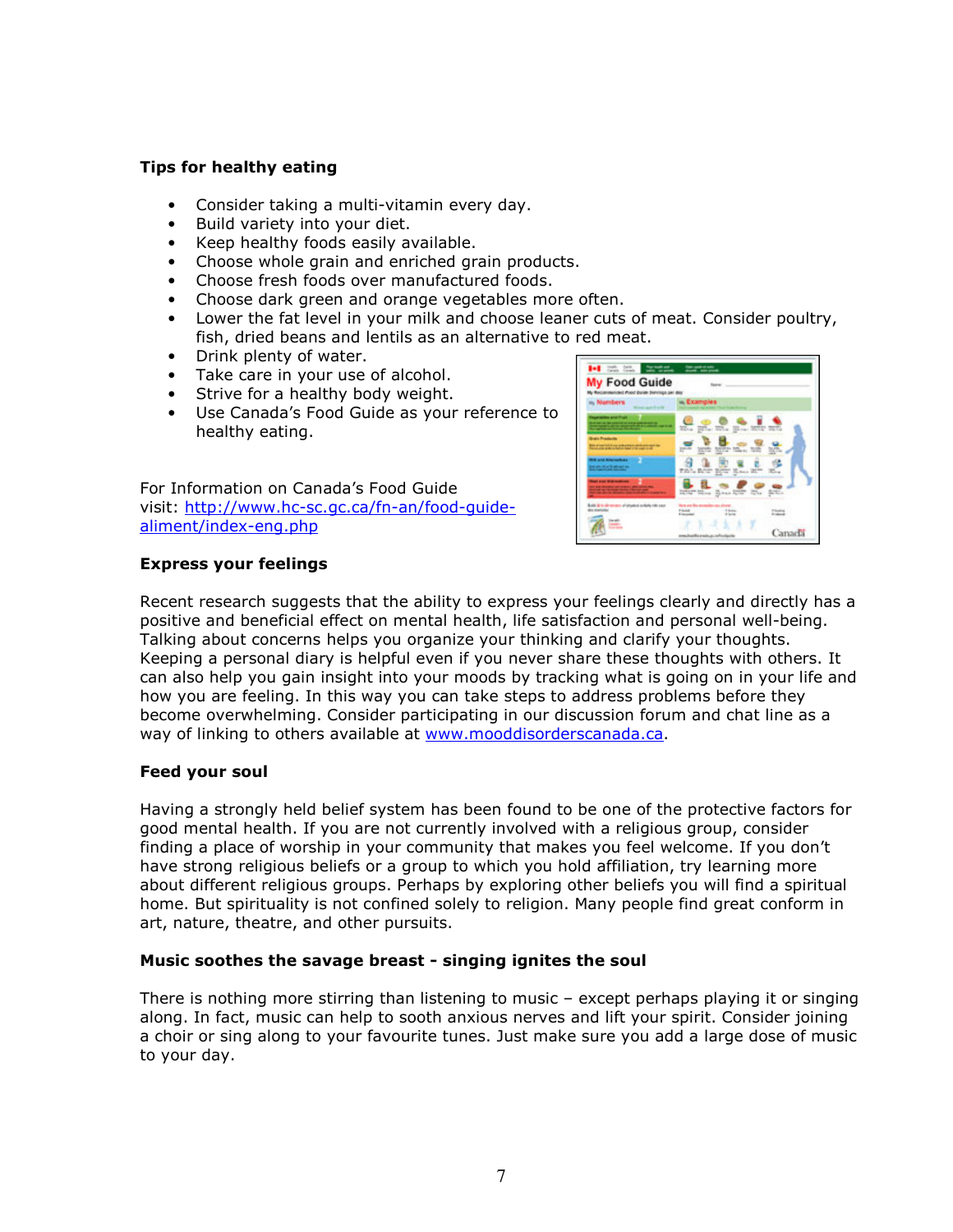**Tips for healthy eating**

- Consider taking a multi-vitamin every day.
- Build variety into your diet.
- Keep healthy foods easily available.
- Choose whole grain and enriched grain products.
- Choose fresh foods over manufactured foods.
- Choose dark green and orange vegetables more often.
- Lower the fat level in your milk and choose leaner cuts of meat. Consider poultry, fish, dried beans and lentils as an alternative to red meat.
- Drink plenty of water.
- Take care in your use of alcohol.
- Strive for a healthy body weight.
- Use Canada's Food Guide as your reference to healthy eating.

For Information on Canada's Food Guide visit: http://www.hc-sc.gc.ca/fn-an/food-guide-aliment/index-eng.php

**Express your feelings**

Recent research suggests that the ability to express your feelings clearly and directly has a positive and beneficial effect on mental health, life satisfaction and personal well-being. Talking about concerns helps you organize your thinking and clarify your thoughts. Keeping a personal diary is helpful even if you never share these thoughts with others. It can also help you gain insight into your moods by tracking what is going on in your life and how you are feeling. In this way you can take steps to address problems before they become overwhelming. Consider participating in our discussion forum and chat line as a way of linking to others available at www.mooddisorderscanada.ca.

**Feed your soul**

Having a strongly held belief system has been found to be one of the protective factors for good mental health. If you are not currently involved with a religious group, consider finding a place of worship in your community that makes you feel welcome. If you don't have strong religious beliefs or a group to which you hold affiliation, try learning more about different religious groups. Perhaps by exploring other beliefs you will find a spiritual home. But spirituality is not confined solely to religion. Many people find great conform in art, nature, theatre, and other pursuits.

**Music soothes the savage breast - singing ignites the soul**

There is nothing more stirring than listening to music – except perhaps playing it or singing along. In fact, music can help to sooth anxious nerves and lift your spirit. Consider joining a choir or sing along to your favourite tunes. Just make sure you add a large dose of music to your day.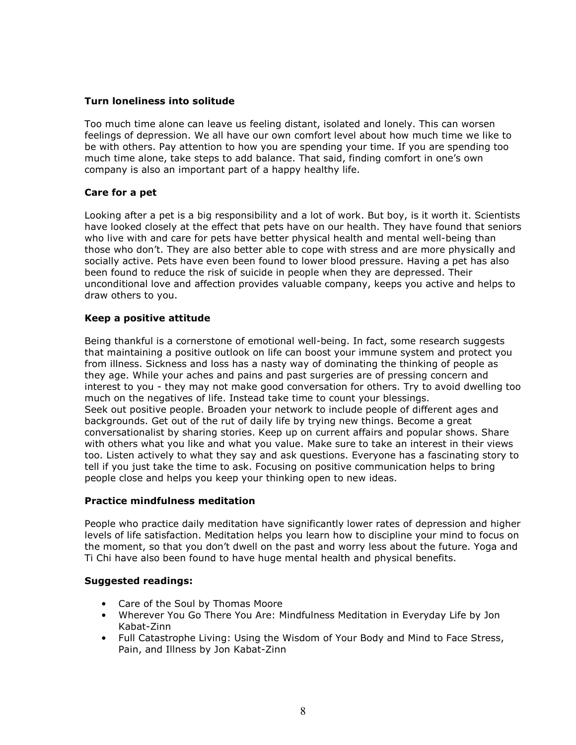### Turn loneliness into solitude

Too much time alone can leave us feeling distant, isolated and lonely. This can worsen feelings of depression. We all have our own comfort level about how much time we like to be with others. Pay attention to how you are spending your time. If you are spending too much time alone, take steps to add balance. That said, finding comfort in one's own company is also an important part of a happy healthy life.

### Care for a pet

Looking after a pet is a big responsibility and a lot of work. But boy, is it worth it. Scientists have looked closely at the effect that pets have on our health. They have found that seniors who live with and care for pets have better physical health and mental well-being than those who don't. They are also better able to cope with stress and are more physically and socially active. Pets have even been found to lower blood pressure. Having a pet has also been found to reduce the risk of suicide in people when they are depressed. Their unconditional love and affection provides valuable company, keeps you active and helps to draw others to you.

### Keep a positive attitude

Being thankful is a cornerstone of emotional well-being. In fact, some research suggests that maintaining a positive outlook on life can boost your immune system and protect you from illness. Sickness and loss has a nasty way of dominating the thinking of people as they age. While your aches and pains and past surgeries are of pressing concern and interest to you - they may not make good conversation for others. Try to avoid dwelling too much on the negatives of life. Instead take time to count your blessings.
Seek out positive people. Broaden your network to include people of different ages and backgrounds. Get out of the rut of daily life by trying new things. Become a great conversationalist by sharing stories. Keep up on current affairs and popular shows. Share with others what you like and what you value. Make sure to take an interest in their views too. Listen actively to what they say and ask questions. Everyone has a fascinating story to tell if you just take the time to ask. Focusing on positive communication helps to bring people close and helps you keep your thinking open to new ideas.

### Practice mindfulness meditation

People who practice daily meditation have significantly lower rates of depression and higher levels of life satisfaction. Meditation helps you learn how to discipline your mind to focus on the moment, so that you don't dwell on the past and worry less about the future. Yoga and Ti Chi have also been found to have huge mental health and physical benefits.

### Suggested readings:

- Care of the Soul by Thomas Moore
- Wherever You Go There You Are: Mindfulness Meditation in Everyday Life by Jon Kabat-Zinn
- Full Catastrophe Living: Using the Wisdom of Your Body and Mind to Face Stress, Pain, and Illness by Jon Kabat-Zinn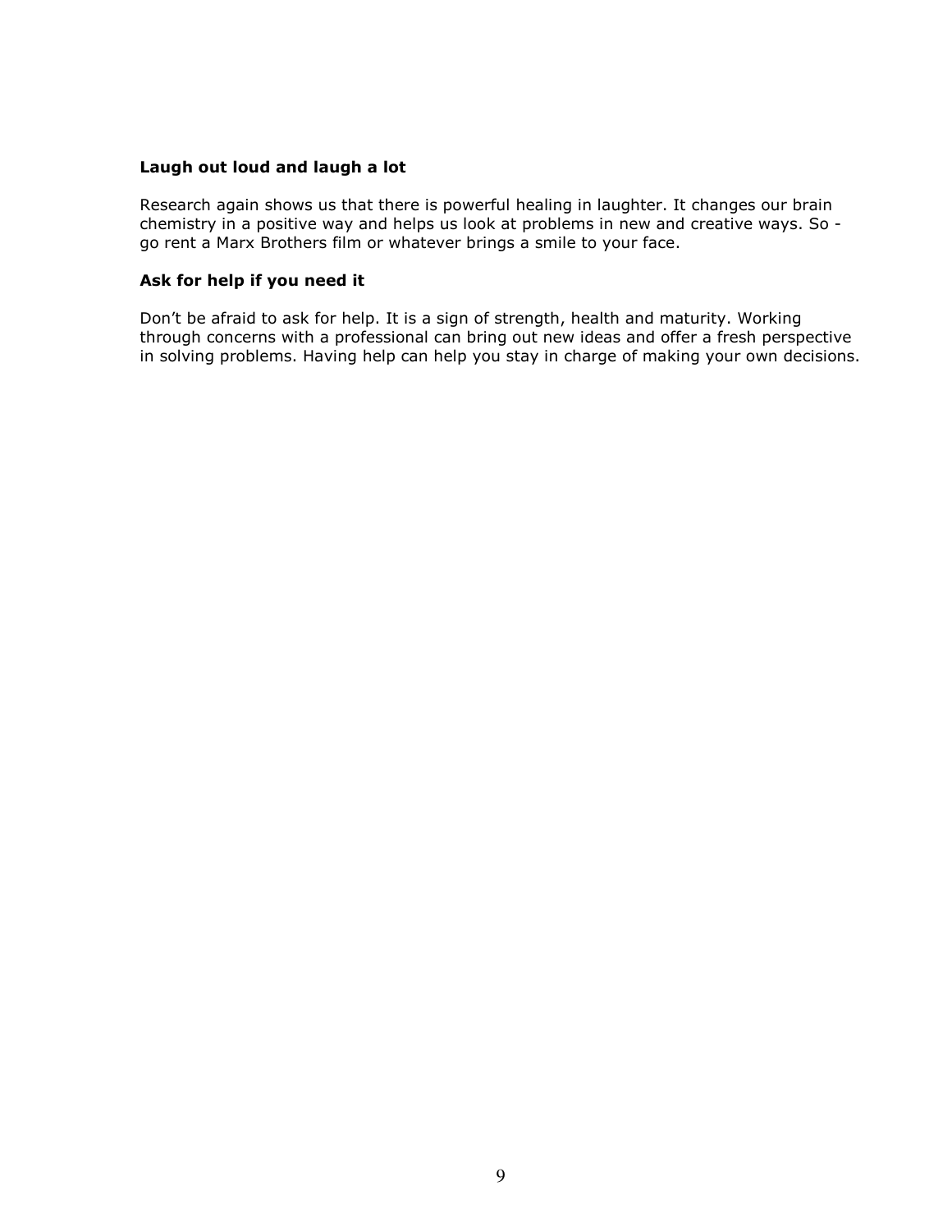**Laugh out loud and laugh a lot**

Research again shows us that there is powerful healing in laughter. It changes our brain chemistry in a positive way and helps us look at problems in new and creative ways. So - go rent a Marx Brothers film or whatever brings a smile to your face.

**Ask for help if you need it**

Don't be afraid to ask for help. It is a sign of strength, health and maturity. Working through concerns with a professional can bring out new ideas and offer a fresh perspective in solving problems. Having help can help you stay in charge of making your own decisions.